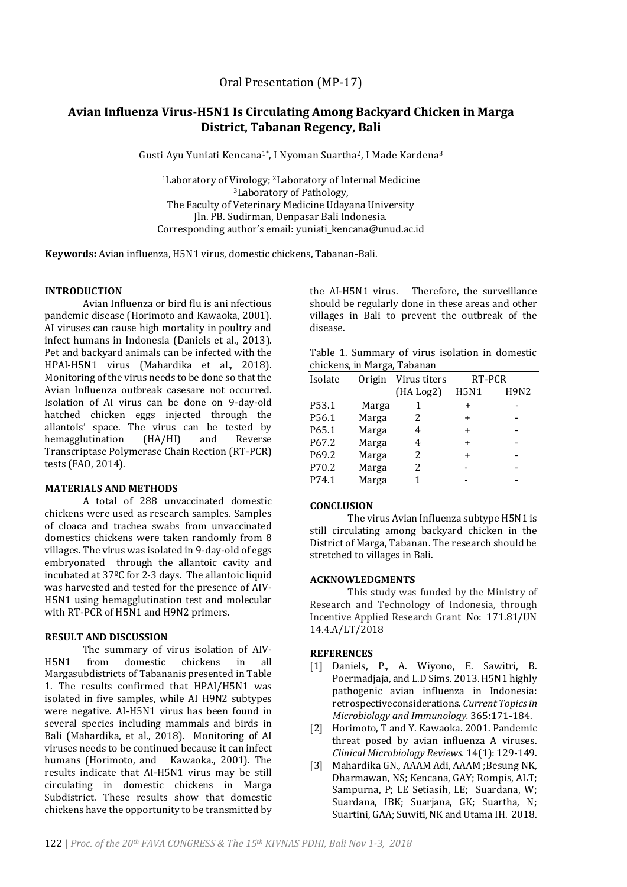Oral Presentation (MP-17)

# Avian Influenza Virus-H5N1 Is Circulating Among Backyard Chicken in Marga District, Tabanan Regency, Bali

Gusti Ayu Yuniati Kencana[1*], I Nyoman Suartha[2], I Made Kardena[3]

[1]Laboratory of Virology; [2]Laboratory of Internal Medicine
[3]Laboratory of Pathology,
The Faculty of Veterinary Medicine Udayana University
Jln. PB. Sudirman, Denpasar Bali Indonesia.
Corresponding author's email: yuniati_kencana@unud.ac.id

**Keywords:** Avian influenza, H5N1 virus, domestic chickens, Tabanan-Bali.

## INTRODUCTION

Avian Influenza or bird flu is ani nfectious pandemic disease (Horimoto and Kawaoka, 2001). AI viruses can cause high mortality in poultry and infect humans in Indonesia (Daniels et al., 2013). Pet and backyard animals can be infected with the HPAI-H5N1 virus (Mahardika et al., 2018). Monitoring of the virus needs to be done so that the Avian Influenza outbreak casesare not occurred. Isolation of AI virus can be done on 9-day-old hatched chicken eggs injected through the allantois' space. The virus can be tested by hemagglutination (HA/HI) and Reverse Transcriptase Polymerase Chain Rection (RT-PCR) tests (FAO, 2014).

## MATERIALS AND METHODS

A total of 288 unvaccinated domestic chickens were used as research samples. Samples of cloaca and trachea swabs from unvaccinated domestics chickens were taken randomly from 8 villages. The virus was isolated in 9-day-old of eggs embryonated through the allantoic cavity and incubated at 37ºC for 2-3 days. The allantoic liquid was harvested and tested for the presence of AIV-H5N1 using hemagglutination test and molecular with RT-PCR of H5N1 and H9N2 primers.

## RESULT AND DISCUSSION

The summary of virus isolation of AIV-H5N1 from domestic chickens in all Margasubdistricts of Tabananis presented in Table 1. The results confirmed that HPAI/H5N1 was isolated in five samples, while AI H9N2 subtypes were negative. AI-H5N1 virus has been found in several species including mammals and birds in Bali (Mahardika, et al., 2018). Monitoring of AI viruses needs to be continued because it can infect humans (Horimoto, and Kawaoka., 2001). The results indicate that AI-H5N1 virus may be still circulating in domestic chickens in Marga Subdistrict. These results show that domestic chickens have the opportunity to be transmitted by the AI-H5N1 virus. Therefore, the surveillance should be regularly done in these areas and other villages in Bali to prevent the outbreak of the disease.

Table 1. Summary of virus isolation in domestic chickens, in Marga, Tabanan

| Isolate | Origin | Virus titers (HA Log2) | RT-PCR | |
|---|---|---|---|---|
| | | | H5N1 | H9N2 |
| P53.1 | Marga | 1 | + | - |
| P56.1 | Marga | 2 | + | - |
| P65.1 | Marga | 4 | + | - |
| P67.2 | Marga | 4 | + | - |
| P69.2 | Marga | 2 | + | - |
| P70.2 | Marga | 2 | - | - |
| P74.1 | Marga | 1 | - | - |

## CONCLUSION

The virus Avian Influenza subtype H5N1 is still circulating among backyard chicken in the District of Marga, Tabanan. The research should be stretched to villages in Bali.

## ACKNOWLEDGMENTS

This study was funded by the Ministry of Research and Technology of Indonesia, through Incentive Applied Research Grant No: 171.81/UN 14.4.A/LT/2018

## REFERENCES

[1] Daniels, P., A. Wiyono, E. Sawitri, B. Poermadjaja, and L.D Sims. 2013. H5N1 highly pathogenic avian influenza in Indonesia: retrospectiveconsiderations. *Current Topics in Microbiology and Immunology.* 365:171-184.

[2] Horimoto, T and Y. Kawaoka. 2001. Pandemic threat posed by avian influenza A viruses. *Clinical Microbiology Reviews.* 14(1): 129-149.

[3] Mahardika GN., AAAM Adi, AAAM ;Besung NK, Dharmawan, NS; Kencana, GAY; Rompis, ALT; Sampurna, P; LE Setiasih, LE; Suardana, W; Suardana, IBK; Suarjana, GK; Suartha, N; Suartini, GAA; Suwiti, NK and Utama IH. 2018.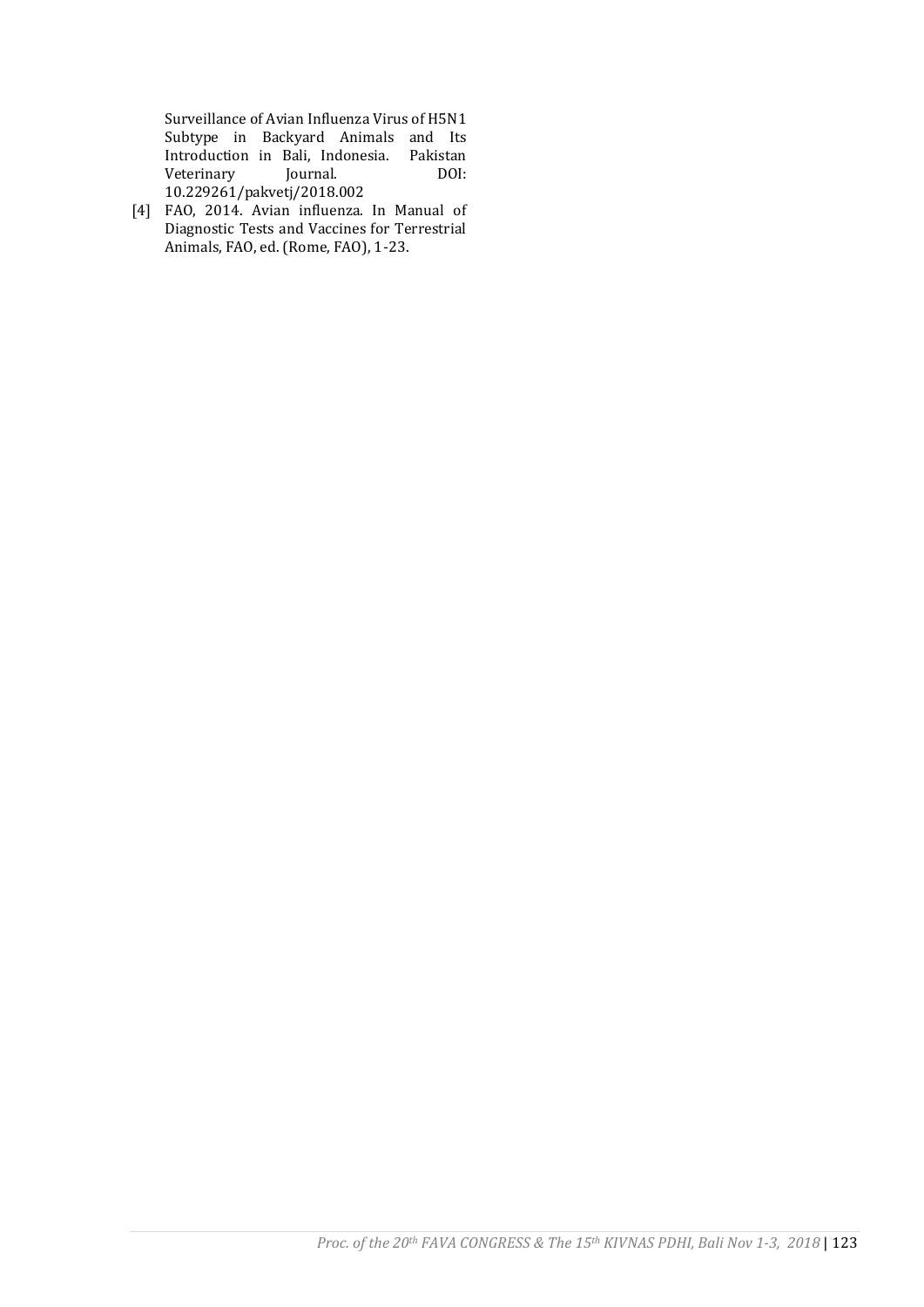Surveillance of Avian Influenza Virus of H5N1 Subtype in Backyard Animals and Its Introduction in Bali, Indonesia. Pakistan Veterinary Journal. DOI: 10.229261/pakvetj/2018.002

[4] FAO, 2014. Avian influenza. In Manual of Diagnostic Tests and Vaccines for Terrestrial Animals, FAO, ed. (Rome, FAO), 1-23.